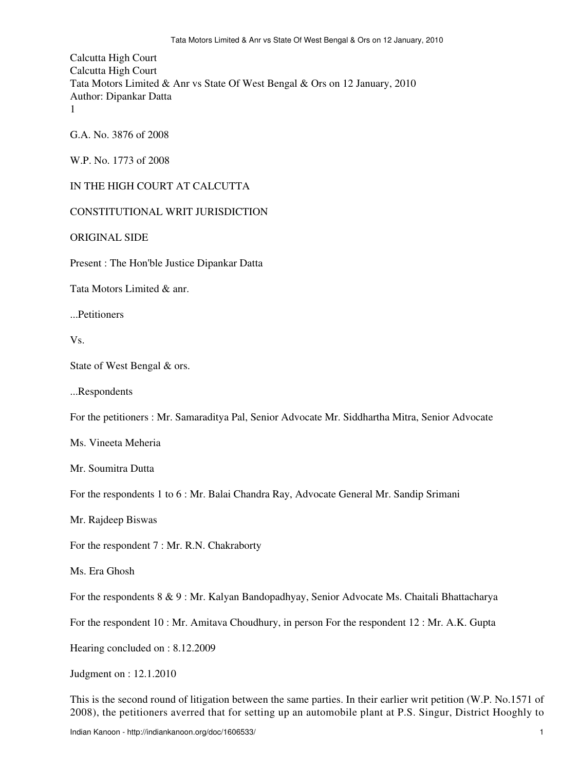Calcutta High Court
Calcutta High Court
Tata Motors Limited & Anr vs State Of West Bengal & Ors on 12 January, 2010
Author: Dipankar Datta
1

G.A. No. 3876 of 2008

W.P. No. 1773 of 2008

IN THE HIGH COURT AT CALCUTTA

CONSTITUTIONAL WRIT JURISDICTION

ORIGINAL SIDE

Present : The Hon'ble Justice Dipankar Datta

Tata Motors Limited & anr.

...Petitioners

Vs.

State of West Bengal & ors.

...Respondents

For the petitioners : Mr. Samaraditya Pal, Senior Advocate Mr. Siddhartha Mitra, Senior Advocate

Ms. Vineeta Meheria

Mr. Soumitra Dutta

For the respondents 1 to 6 : Mr. Balai Chandra Ray, Advocate General Mr. Sandip Srimani

Mr. Rajdeep Biswas

For the respondent 7 : Mr. R.N. Chakraborty

Ms. Era Ghosh

For the respondents 8 & 9 : Mr. Kalyan Bandopadhyay, Senior Advocate Ms. Chaitali Bhattacharya

For the respondent 10 : Mr. Amitava Choudhury, in person For the respondent 12 : Mr. A.K. Gupta

Hearing concluded on : 8.12.2009

Judgment on : 12.1.2010

This is the second round of litigation between the same parties. In their earlier writ petition (W.P. No.1571 of 2008), the petitioners averred that for setting up an automobile plant at P.S. Singur, District Hooghly to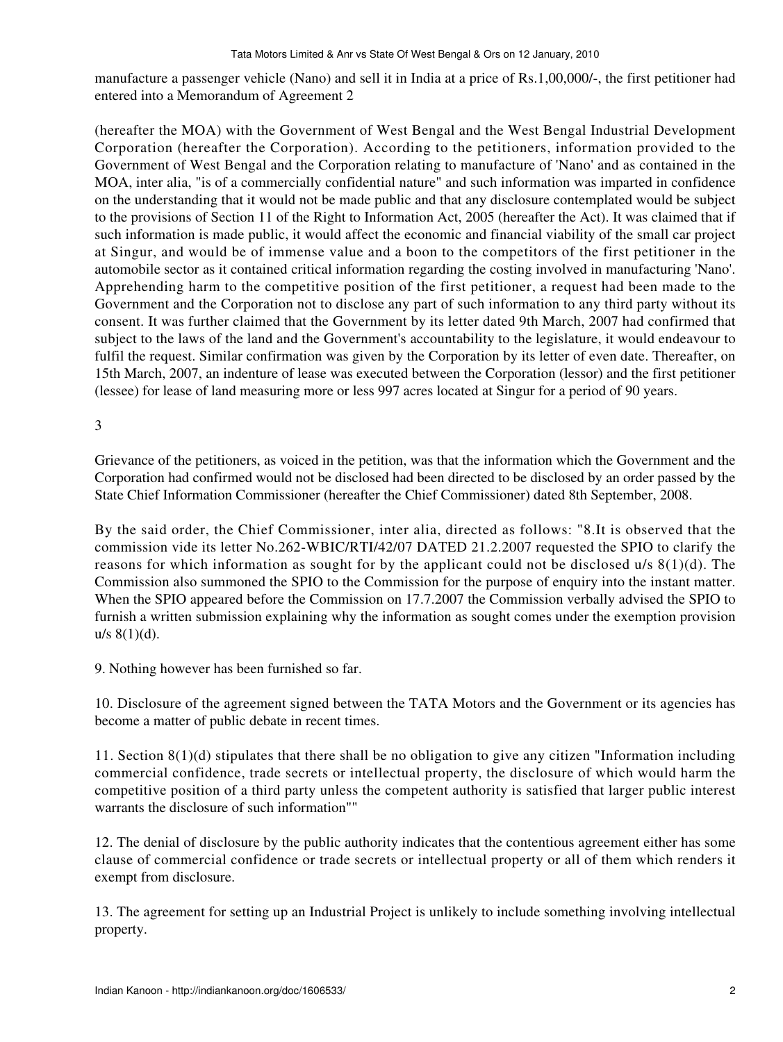manufacture a passenger vehicle (Nano) and sell it in India at a price of Rs.1,00,000/-, the first petitioner had entered into a Memorandum of Agreement 2

(hereafter the MOA) with the Government of West Bengal and the West Bengal Industrial Development Corporation (hereafter the Corporation). According to the petitioners, information provided to the Government of West Bengal and the Corporation relating to manufacture of 'Nano' and as contained in the MOA, inter alia, "is of a commercially confidential nature" and such information was imparted in confidence on the understanding that it would not be made public and that any disclosure contemplated would be subject to the provisions of Section 11 of the Right to Information Act, 2005 (hereafter the Act). It was claimed that if such information is made public, it would affect the economic and financial viability of the small car project at Singur, and would be of immense value and a boon to the competitors of the first petitioner in the automobile sector as it contained critical information regarding the costing involved in manufacturing 'Nano'. Apprehending harm to the competitive position of the first petitioner, a request had been made to the Government and the Corporation not to disclose any part of such information to any third party without its consent. It was further claimed that the Government by its letter dated 9th March, 2007 had confirmed that subject to the laws of the land and the Government's accountability to the legislature, it would endeavour to fulfil the request. Similar confirmation was given by the Corporation by its letter of even date. Thereafter, on 15th March, 2007, an indenture of lease was executed between the Corporation (lessor) and the first petitioner (lessee) for lease of land measuring more or less 997 acres located at Singur for a period of 90 years.

3

Grievance of the petitioners, as voiced in the petition, was that the information which the Government and the Corporation had confirmed would not be disclosed had been directed to be disclosed by an order passed by the State Chief Information Commissioner (hereafter the Chief Commissioner) dated 8th September, 2008.

By the said order, the Chief Commissioner, inter alia, directed as follows: "8.It is observed that the commission vide its letter No.262-WBIC/RTI/42/07 DATED 21.2.2007 requested the SPIO to clarify the reasons for which information as sought for by the applicant could not be disclosed u/s 8(1)(d). The Commission also summoned the SPIO to the Commission for the purpose of enquiry into the instant matter. When the SPIO appeared before the Commission on 17.7.2007 the Commission verbally advised the SPIO to furnish a written submission explaining why the information as sought comes under the exemption provision u/s 8(1)(d).

9. Nothing however has been furnished so far.

10. Disclosure of the agreement signed between the TATA Motors and the Government or its agencies has become a matter of public debate in recent times.

11. Section 8(1)(d) stipulates that there shall be no obligation to give any citizen "Information including commercial confidence, trade secrets or intellectual property, the disclosure of which would harm the competitive position of a third party unless the competent authority is satisfied that larger public interest warrants the disclosure of such information""

12. The denial of disclosure by the public authority indicates that the contentious agreement either has some clause of commercial confidence or trade secrets or intellectual property or all of them which renders it exempt from disclosure.

13. The agreement for setting up an Industrial Project is unlikely to include something involving intellectual property.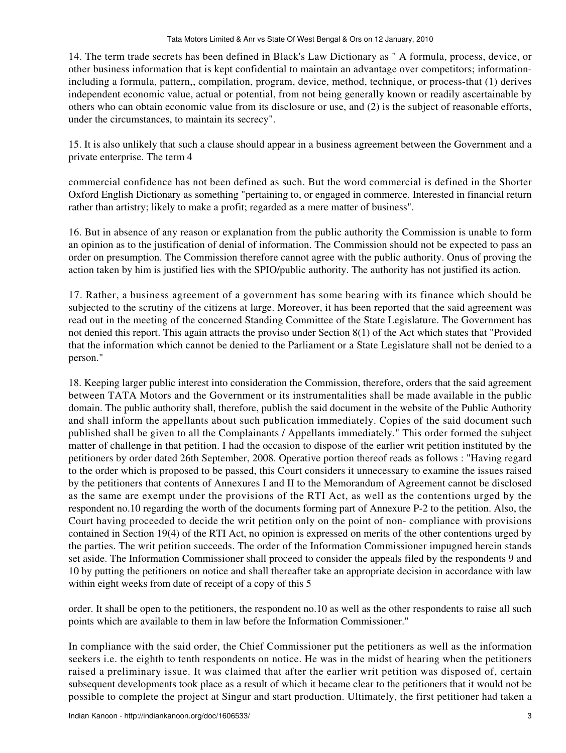14. The term trade secrets has been defined in Black's Law Dictionary as " A formula, process, device, or other business information that is kept confidential to maintain an advantage over competitors; information-including a formula, pattern,, compilation, program, device, method, technique, or process-that (1) derives independent economic value, actual or potential, from not being generally known or readily ascertainable by others who can obtain economic value from its disclosure or use, and (2) is the subject of reasonable efforts, under the circumstances, to maintain its secrecy".

15. It is also unlikely that such a clause should appear in a business agreement between the Government and a private enterprise. The term 4

commercial confidence has not been defined as such. But the word commercial is defined in the Shorter Oxford English Dictionary as something "pertaining to, or engaged in commerce. Interested in financial return rather than artistry; likely to make a profit; regarded as a mere matter of business".

16. But in absence of any reason or explanation from the public authority the Commission is unable to form an opinion as to the justification of denial of information. The Commission should not be expected to pass an order on presumption. The Commission therefore cannot agree with the public authority. Onus of proving the action taken by him is justified lies with the SPIO/public authority. The authority has not justified its action.

17. Rather, a business agreement of a government has some bearing with its finance which should be subjected to the scrutiny of the citizens at large. Moreover, it has been reported that the said agreement was read out in the meeting of the concerned Standing Committee of the State Legislature. The Government has not denied this report. This again attracts the proviso under Section 8(1) of the Act which states that "Provided that the information which cannot be denied to the Parliament or a State Legislature shall not be denied to a person."

18. Keeping larger public interest into consideration the Commission, therefore, orders that the said agreement between TATA Motors and the Government or its instrumentalities shall be made available in the public domain. The public authority shall, therefore, publish the said document in the website of the Public Authority and shall inform the appellants about such publication immediately. Copies of the said document such published shall be given to all the Complainants / Appellants immediately." This order formed the subject matter of challenge in that petition. I had the occasion to dispose of the earlier writ petition instituted by the petitioners by order dated 26th September, 2008. Operative portion thereof reads as follows : "Having regard to the order which is proposed to be passed, this Court considers it unnecessary to examine the issues raised by the petitioners that contents of Annexures I and II to the Memorandum of Agreement cannot be disclosed as the same are exempt under the provisions of the RTI Act, as well as the contentions urged by the respondent no.10 regarding the worth of the documents forming part of Annexure P-2 to the petition. Also, the Court having proceeded to decide the writ petition only on the point of non- compliance with provisions contained in Section 19(4) of the RTI Act, no opinion is expressed on merits of the other contentions urged by the parties. The writ petition succeeds. The order of the Information Commissioner impugned herein stands set aside. The Information Commissioner shall proceed to consider the appeals filed by the respondents 9 and 10 by putting the petitioners on notice and shall thereafter take an appropriate decision in accordance with law within eight weeks from date of receipt of a copy of this 5

order. It shall be open to the petitioners, the respondent no.10 as well as the other respondents to raise all such points which are available to them in law before the Information Commissioner."

In compliance with the said order, the Chief Commissioner put the petitioners as well as the information seekers i.e. the eighth to tenth respondents on notice. He was in the midst of hearing when the petitioners raised a preliminary issue. It was claimed that after the earlier writ petition was disposed of, certain subsequent developments took place as a result of which it became clear to the petitioners that it would not be possible to complete the project at Singur and start production. Ultimately, the first petitioner had taken a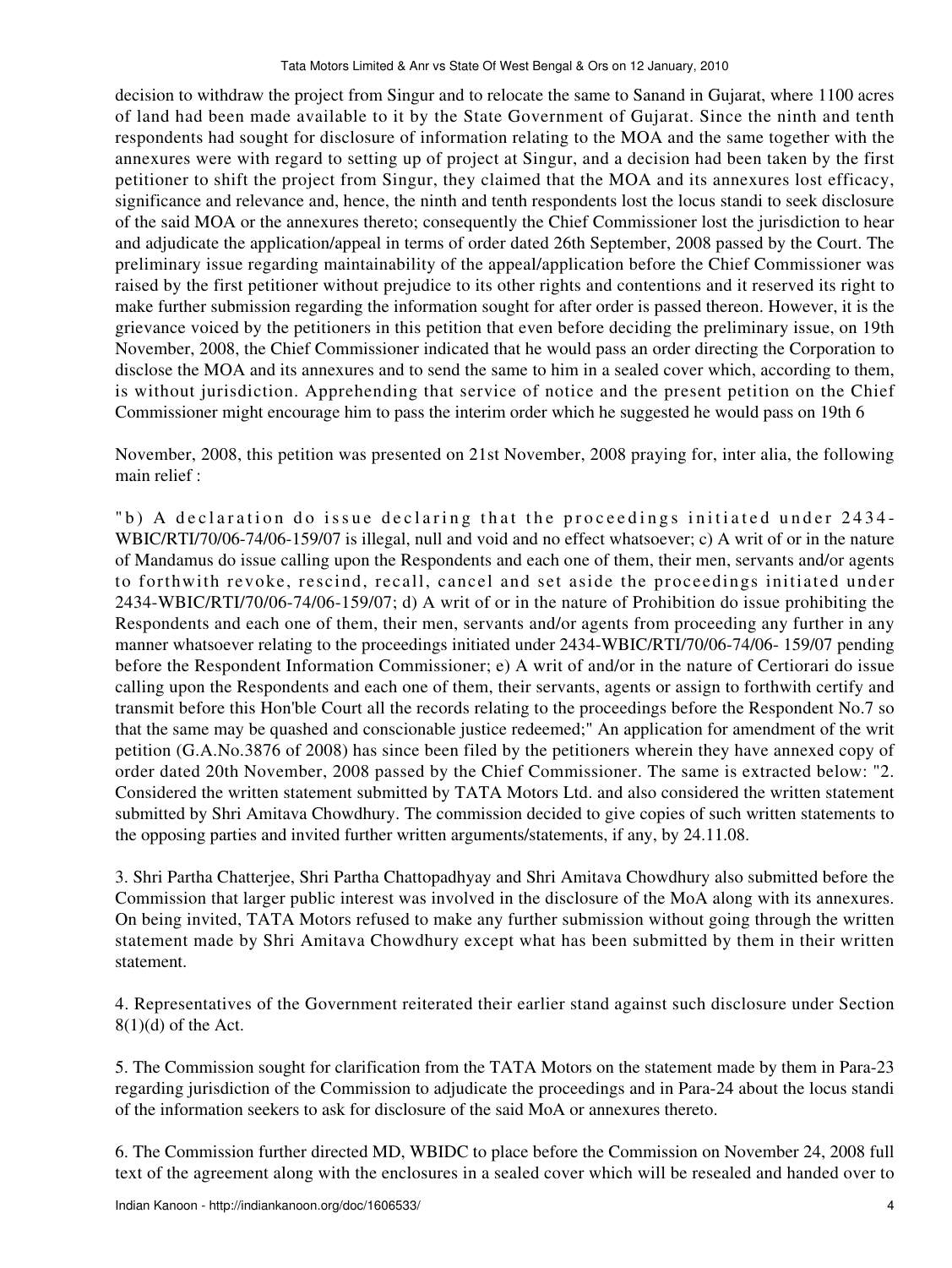decision to withdraw the project from Singur and to relocate the same to Sanand in Gujarat, where 1100 acres of land had been made available to it by the State Government of Gujarat. Since the ninth and tenth respondents had sought for disclosure of information relating to the MOA and the same together with the annexures were with regard to setting up of project at Singur, and a decision had been taken by the first petitioner to shift the project from Singur, they claimed that the MOA and its annexures lost efficacy, significance and relevance and, hence, the ninth and tenth respondents lost the locus standi to seek disclosure of the said MOA or the annexures thereto; consequently the Chief Commissioner lost the jurisdiction to hear and adjudicate the application/appeal in terms of order dated 26th September, 2008 passed by the Court. The preliminary issue regarding maintainability of the appeal/application before the Chief Commissioner was raised by the first petitioner without prejudice to its other rights and contentions and it reserved its right to make further submission regarding the information sought for after order is passed thereon. However, it is the grievance voiced by the petitioners in this petition that even before deciding the preliminary issue, on 19th November, 2008, the Chief Commissioner indicated that he would pass an order directing the Corporation to disclose the MOA and its annexures and to send the same to him in a sealed cover which, according to them, is without jurisdiction. Apprehending that service of notice and the present petition on the Chief Commissioner might encourage him to pass the interim order which he suggested he would pass on 19th 6

November, 2008, this petition was presented on 21st November, 2008 praying for, inter alia, the following main relief :

"b) A declaration do issue declaring that the proceedings initiated under 2434-WBIC/RTI/70/06-74/06-159/07 is illegal, null and void and no effect whatsoever; c) A writ of or in the nature of Mandamus do issue calling upon the Respondents and each one of them, their men, servants and/or agents to forthwith revoke, rescind, recall, cancel and set aside the proceedings initiated under 2434-WBIC/RTI/70/06-74/06-159/07; d) A writ of or in the nature of Prohibition do issue prohibiting the Respondents and each one of them, their men, servants and/or agents from proceeding any further in any manner whatsoever relating to the proceedings initiated under 2434-WBIC/RTI/70/06-74/06- 159/07 pending before the Respondent Information Commissioner; e) A writ of and/or in the nature of Certiorari do issue calling upon the Respondents and each one of them, their servants, agents or assign to forthwith certify and transmit before this Hon'ble Court all the records relating to the proceedings before the Respondent No.7 so that the same may be quashed and conscionable justice redeemed;" An application for amendment of the writ petition (G.A.No.3876 of 2008) has since been filed by the petitioners wherein they have annexed copy of order dated 20th November, 2008 passed by the Chief Commissioner. The same is extracted below: "2. Considered the written statement submitted by TATA Motors Ltd. and also considered the written statement submitted by Shri Amitava Chowdhury. The commission decided to give copies of such written statements to the opposing parties and invited further written arguments/statements, if any, by 24.11.08.

3. Shri Partha Chatterjee, Shri Partha Chattopadhyay and Shri Amitava Chowdhury also submitted before the Commission that larger public interest was involved in the disclosure of the MoA along with its annexures. On being invited, TATA Motors refused to make any further submission without going through the written statement made by Shri Amitava Chowdhury except what has been submitted by them in their written statement.

4. Representatives of the Government reiterated their earlier stand against such disclosure under Section 8(1)(d) of the Act.

5. The Commission sought for clarification from the TATA Motors on the statement made by them in Para-23 regarding jurisdiction of the Commission to adjudicate the proceedings and in Para-24 about the locus standi of the information seekers to ask for disclosure of the said MoA or annexures thereto.

6. The Commission further directed MD, WBIDC to place before the Commission on November 24, 2008 full text of the agreement along with the enclosures in a sealed cover which will be resealed and handed over to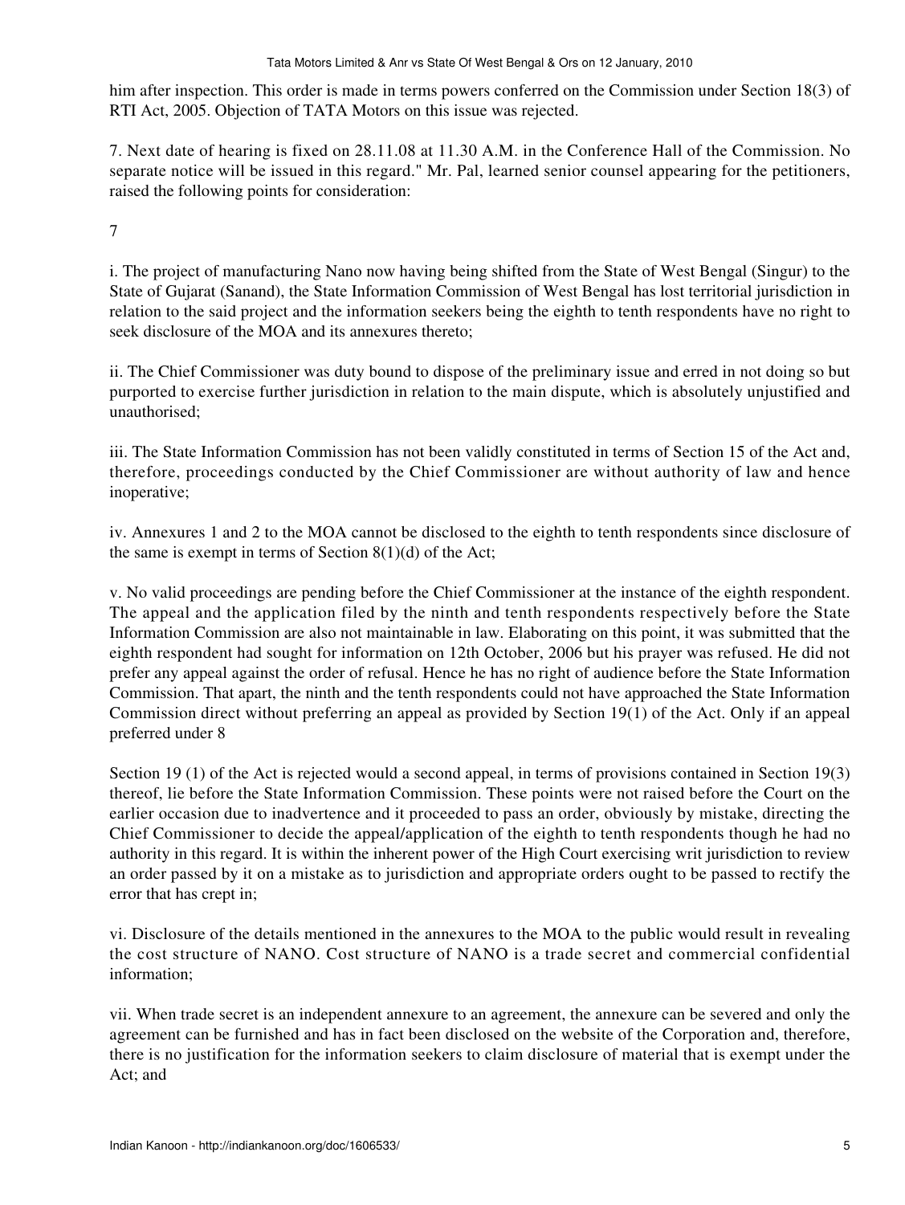him after inspection. This order is made in terms powers conferred on the Commission under Section 18(3) of RTI Act, 2005. Objection of TATA Motors on this issue was rejected.

7. Next date of hearing is fixed on 28.11.08 at 11.30 A.M. in the Conference Hall of the Commission. No separate notice will be issued in this regard." Mr. Pal, learned senior counsel appearing for the petitioners, raised the following points for consideration:

7

i. The project of manufacturing Nano now having being shifted from the State of West Bengal (Singur) to the State of Gujarat (Sanand), the State Information Commission of West Bengal has lost territorial jurisdiction in relation to the said project and the information seekers being the eighth to tenth respondents have no right to seek disclosure of the MOA and its annexures thereto;

ii. The Chief Commissioner was duty bound to dispose of the preliminary issue and erred in not doing so but purported to exercise further jurisdiction in relation to the main dispute, which is absolutely unjustified and unauthorised;

iii. The State Information Commission has not been validly constituted in terms of Section 15 of the Act and, therefore, proceedings conducted by the Chief Commissioner are without authority of law and hence inoperative;

iv. Annexures 1 and 2 to the MOA cannot be disclosed to the eighth to tenth respondents since disclosure of the same is exempt in terms of Section 8(1)(d) of the Act;

v. No valid proceedings are pending before the Chief Commissioner at the instance of the eighth respondent. The appeal and the application filed by the ninth and tenth respondents respectively before the State Information Commission are also not maintainable in law. Elaborating on this point, it was submitted that the eighth respondent had sought for information on 12th October, 2006 but his prayer was refused. He did not prefer any appeal against the order of refusal. Hence he has no right of audience before the State Information Commission. That apart, the ninth and the tenth respondents could not have approached the State Information Commission direct without preferring an appeal as provided by Section 19(1) of the Act. Only if an appeal preferred under 8

Section 19 (1) of the Act is rejected would a second appeal, in terms of provisions contained in Section 19(3) thereof, lie before the State Information Commission. These points were not raised before the Court on the earlier occasion due to inadvertence and it proceeded to pass an order, obviously by mistake, directing the Chief Commissioner to decide the appeal/application of the eighth to tenth respondents though he had no authority in this regard. It is within the inherent power of the High Court exercising writ jurisdiction to review an order passed by it on a mistake as to jurisdiction and appropriate orders ought to be passed to rectify the error that has crept in;

vi. Disclosure of the details mentioned in the annexures to the MOA to the public would result in revealing the cost structure of NANO. Cost structure of NANO is a trade secret and commercial confidential information;

vii. When trade secret is an independent annexure to an agreement, the annexure can be severed and only the agreement can be furnished and has in fact been disclosed on the website of the Corporation and, therefore, there is no justification for the information seekers to claim disclosure of material that is exempt under the Act; and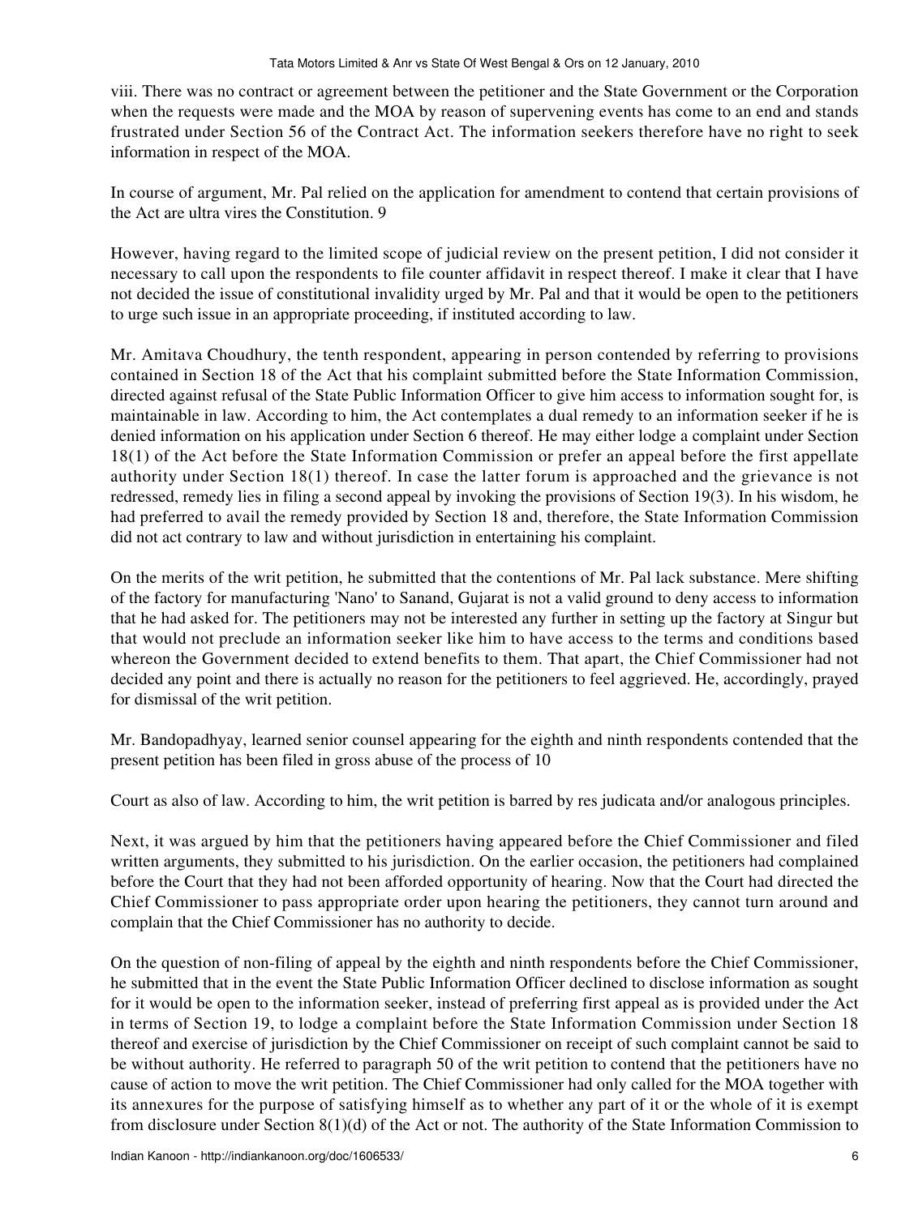viii. There was no contract or agreement between the petitioner and the State Government or the Corporation when the requests were made and the MOA by reason of supervening events has come to an end and stands frustrated under Section 56 of the Contract Act. The information seekers therefore have no right to seek information in respect of the MOA.

In course of argument, Mr. Pal relied on the application for amendment to contend that certain provisions of the Act are ultra vires the Constitution. 9

However, having regard to the limited scope of judicial review on the present petition, I did not consider it necessary to call upon the respondents to file counter affidavit in respect thereof. I make it clear that I have not decided the issue of constitutional invalidity urged by Mr. Pal and that it would be open to the petitioners to urge such issue in an appropriate proceeding, if instituted according to law.

Mr. Amitava Choudhury, the tenth respondent, appearing in person contended by referring to provisions contained in Section 18 of the Act that his complaint submitted before the State Information Commission, directed against refusal of the State Public Information Officer to give him access to information sought for, is maintainable in law. According to him, the Act contemplates a dual remedy to an information seeker if he is denied information on his application under Section 6 thereof. He may either lodge a complaint under Section 18(1) of the Act before the State Information Commission or prefer an appeal before the first appellate authority under Section 18(1) thereof. In case the latter forum is approached and the grievance is not redressed, remedy lies in filing a second appeal by invoking the provisions of Section 19(3). In his wisdom, he had preferred to avail the remedy provided by Section 18 and, therefore, the State Information Commission did not act contrary to law and without jurisdiction in entertaining his complaint.

On the merits of the writ petition, he submitted that the contentions of Mr. Pal lack substance. Mere shifting of the factory for manufacturing 'Nano' to Sanand, Gujarat is not a valid ground to deny access to information that he had asked for. The petitioners may not be interested any further in setting up the factory at Singur but that would not preclude an information seeker like him to have access to the terms and conditions based whereon the Government decided to extend benefits to them. That apart, the Chief Commissioner had not decided any point and there is actually no reason for the petitioners to feel aggrieved. He, accordingly, prayed for dismissal of the writ petition.

Mr. Bandopadhyay, learned senior counsel appearing for the eighth and ninth respondents contended that the present petition has been filed in gross abuse of the process of 10

Court as also of law. According to him, the writ petition is barred by res judicata and/or analogous principles.

Next, it was argued by him that the petitioners having appeared before the Chief Commissioner and filed written arguments, they submitted to his jurisdiction. On the earlier occasion, the petitioners had complained before the Court that they had not been afforded opportunity of hearing. Now that the Court had directed the Chief Commissioner to pass appropriate order upon hearing the petitioners, they cannot turn around and complain that the Chief Commissioner has no authority to decide.

On the question of non-filing of appeal by the eighth and ninth respondents before the Chief Commissioner, he submitted that in the event the State Public Information Officer declined to disclose information as sought for it would be open to the information seeker, instead of preferring first appeal as is provided under the Act in terms of Section 19, to lodge a complaint before the State Information Commission under Section 18 thereof and exercise of jurisdiction by the Chief Commissioner on receipt of such complaint cannot be said to be without authority. He referred to paragraph 50 of the writ petition to contend that the petitioners have no cause of action to move the writ petition. The Chief Commissioner had only called for the MOA together with its annexures for the purpose of satisfying himself as to whether any part of it or the whole of it is exempt from disclosure under Section 8(1)(d) of the Act or not. The authority of the State Information Commission to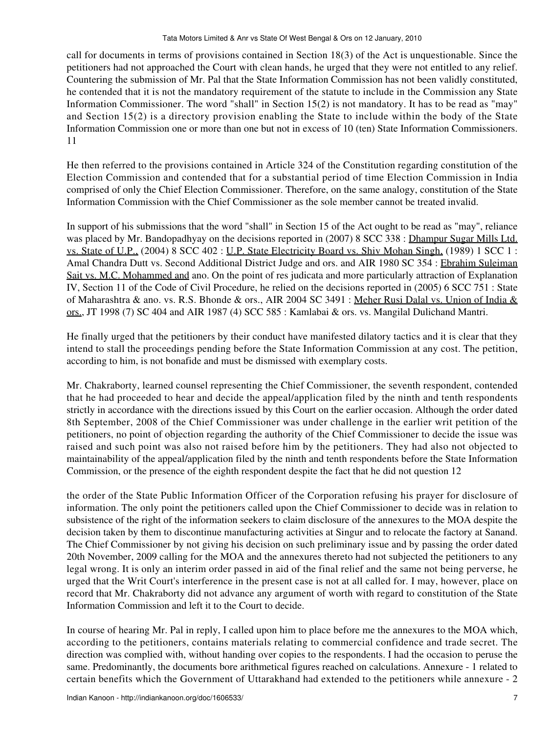call for documents in terms of provisions contained in Section 18(3) of the Act is unquestionable. Since the petitioners had not approached the Court with clean hands, he urged that they were not entitled to any relief. Countering the submission of Mr. Pal that the State Information Commission has not been validly constituted, he contended that it is not the mandatory requirement of the statute to include in the Commission any State Information Commissioner. The word "shall" in Section 15(2) is not mandatory. It has to be read as "may" and Section 15(2) is a directory provision enabling the State to include within the body of the State Information Commission one or more than one but not in excess of 10 (ten) State Information Commissioners. 11

He then referred to the provisions contained in Article 324 of the Constitution regarding constitution of the Election Commission and contended that for a substantial period of time Election Commission in India comprised of only the Chief Election Commissioner. Therefore, on the same analogy, constitution of the State Information Commission with the Chief Commissioner as the sole member cannot be treated invalid.

In support of his submissions that the word "shall" in Section 15 of the Act ought to be read as "may", reliance was placed by Mr. Bandopadhyay on the decisions reported in (2007) 8 SCC 338 : Dhampur Sugar Mills Ltd. vs. State of U.P., (2004) 8 SCC 402 : U.P. State Electricity Board vs. Shiv Mohan Singh, (1989) 1 SCC 1 : Amal Chandra Dutt vs. Second Additional District Judge and ors. and AIR 1980 SC 354 : Ebrahim Suleiman Sait vs. M.C. Mohammed and ano. On the point of res judicata and more particularly attraction of Explanation IV, Section 11 of the Code of Civil Procedure, he relied on the decisions reported in (2005) 6 SCC 751 : State of Maharashtra & ano. vs. R.S. Bhonde & ors., AIR 2004 SC 3491 : Meher Rusi Dalal vs. Union of India & ors., JT 1998 (7) SC 404 and AIR 1987 (4) SCC 585 : Kamlabai & ors. vs. Mangilal Dulichand Mantri.

He finally urged that the petitioners by their conduct have manifested dilatory tactics and it is clear that they intend to stall the proceedings pending before the State Information Commission at any cost. The petition, according to him, is not bonafide and must be dismissed with exemplary costs.

Mr. Chakraborty, learned counsel representing the Chief Commissioner, the seventh respondent, contended that he had proceeded to hear and decide the appeal/application filed by the ninth and tenth respondents strictly in accordance with the directions issued by this Court on the earlier occasion. Although the order dated 8th September, 2008 of the Chief Commissioner was under challenge in the earlier writ petition of the petitioners, no point of objection regarding the authority of the Chief Commissioner to decide the issue was raised and such point was also not raised before him by the petitioners. They had also not objected to maintainability of the appeal/application filed by the ninth and tenth respondents before the State Information Commission, or the presence of the eighth respondent despite the fact that he did not question 12

the order of the State Public Information Officer of the Corporation refusing his prayer for disclosure of information. The only point the petitioners called upon the Chief Commissioner to decide was in relation to subsistence of the right of the information seekers to claim disclosure of the annexures to the MOA despite the decision taken by them to discontinue manufacturing activities at Singur and to relocate the factory at Sanand. The Chief Commissioner by not giving his decision on such preliminary issue and by passing the order dated 20th November, 2009 calling for the MOA and the annexures thereto had not subjected the petitioners to any legal wrong. It is only an interim order passed in aid of the final relief and the same not being perverse, he urged that the Writ Court's interference in the present case is not at all called for. I may, however, place on record that Mr. Chakraborty did not advance any argument of worth with regard to constitution of the State Information Commission and left it to the Court to decide.

In course of hearing Mr. Pal in reply, I called upon him to place before me the annexures to the MOA which, according to the petitioners, contains materials relating to commercial confidence and trade secret. The direction was complied with, without handing over copies to the respondents. I had the occasion to peruse the same. Predominantly, the documents bore arithmetical figures reached on calculations. Annexure - 1 related to certain benefits which the Government of Uttarakhand had extended to the petitioners while annexure - 2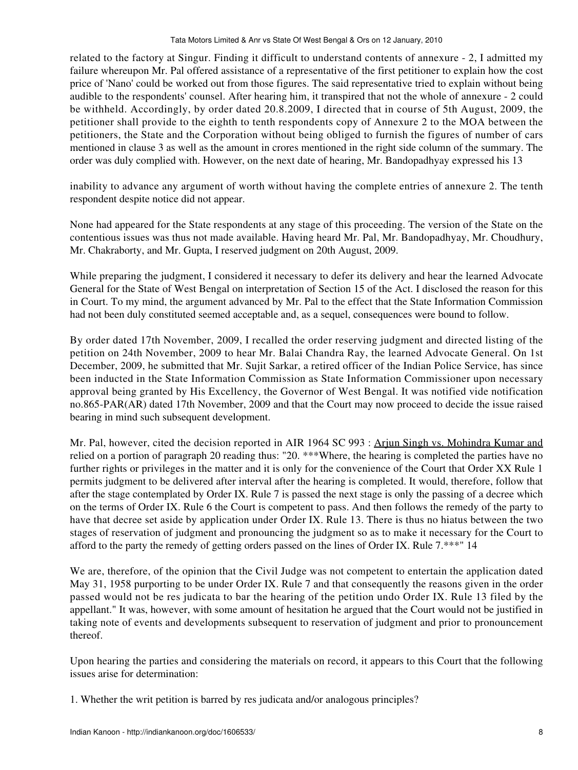related to the factory at Singur. Finding it difficult to understand contents of annexure - 2, I admitted my failure whereupon Mr. Pal offered assistance of a representative of the first petitioner to explain how the cost price of 'Nano' could be worked out from those figures. The said representative tried to explain without being audible to the respondents' counsel. After hearing him, it transpired that not the whole of annexure - 2 could be withheld. Accordingly, by order dated 20.8.2009, I directed that in course of 5th August, 2009, the petitioner shall provide to the eighth to tenth respondents copy of Annexure 2 to the MOA between the petitioners, the State and the Corporation without being obliged to furnish the figures of number of cars mentioned in clause 3 as well as the amount in crores mentioned in the right side column of the summary. The order was duly complied with. However, on the next date of hearing, Mr. Bandopadhyay expressed his 13

inability to advance any argument of worth without having the complete entries of annexure 2. The tenth respondent despite notice did not appear.

None had appeared for the State respondents at any stage of this proceeding. The version of the State on the contentious issues was thus not made available. Having heard Mr. Pal, Mr. Bandopadhyay, Mr. Choudhury, Mr. Chakraborty, and Mr. Gupta, I reserved judgment on 20th August, 2009.

While preparing the judgment, I considered it necessary to defer its delivery and hear the learned Advocate General for the State of West Bengal on interpretation of Section 15 of the Act. I disclosed the reason for this in Court. To my mind, the argument advanced by Mr. Pal to the effect that the State Information Commission had not been duly constituted seemed acceptable and, as a sequel, consequences were bound to follow.

By order dated 17th November, 2009, I recalled the order reserving judgment and directed listing of the petition on 24th November, 2009 to hear Mr. Balai Chandra Ray, the learned Advocate General. On 1st December, 2009, he submitted that Mr. Sujit Sarkar, a retired officer of the Indian Police Service, has since been inducted in the State Information Commission as State Information Commissioner upon necessary approval being granted by His Excellency, the Governor of West Bengal. It was notified vide notification no.865-PAR(AR) dated 17th November, 2009 and that the Court may now proceed to decide the issue raised bearing in mind such subsequent development.

Mr. Pal, however, cited the decision reported in AIR 1964 SC 993 : Arjun Singh vs. Mohindra Kumar and relied on a portion of paragraph 20 reading thus: "20. ***Where, the hearing is completed the parties have no further rights or privileges in the matter and it is only for the convenience of the Court that Order XX Rule 1 permits judgment to be delivered after interval after the hearing is completed. It would, therefore, follow that after the stage contemplated by Order IX. Rule 7 is passed the next stage is only the passing of a decree which on the terms of Order IX. Rule 6 the Court is competent to pass. And then follows the remedy of the party to have that decree set aside by application under Order IX. Rule 13. There is thus no hiatus between the two stages of reservation of judgment and pronouncing the judgment so as to make it necessary for the Court to afford to the party the remedy of getting orders passed on the lines of Order IX. Rule 7.***" 14

We are, therefore, of the opinion that the Civil Judge was not competent to entertain the application dated May 31, 1958 purporting to be under Order IX. Rule 7 and that consequently the reasons given in the order passed would not be res judicata to bar the hearing of the petition undo Order IX. Rule 13 filed by the appellant." It was, however, with some amount of hesitation he argued that the Court would not be justified in taking note of events and developments subsequent to reservation of judgment and prior to pronouncement thereof.

Upon hearing the parties and considering the materials on record, it appears to this Court that the following issues arise for determination:

1. Whether the writ petition is barred by res judicata and/or analogous principles?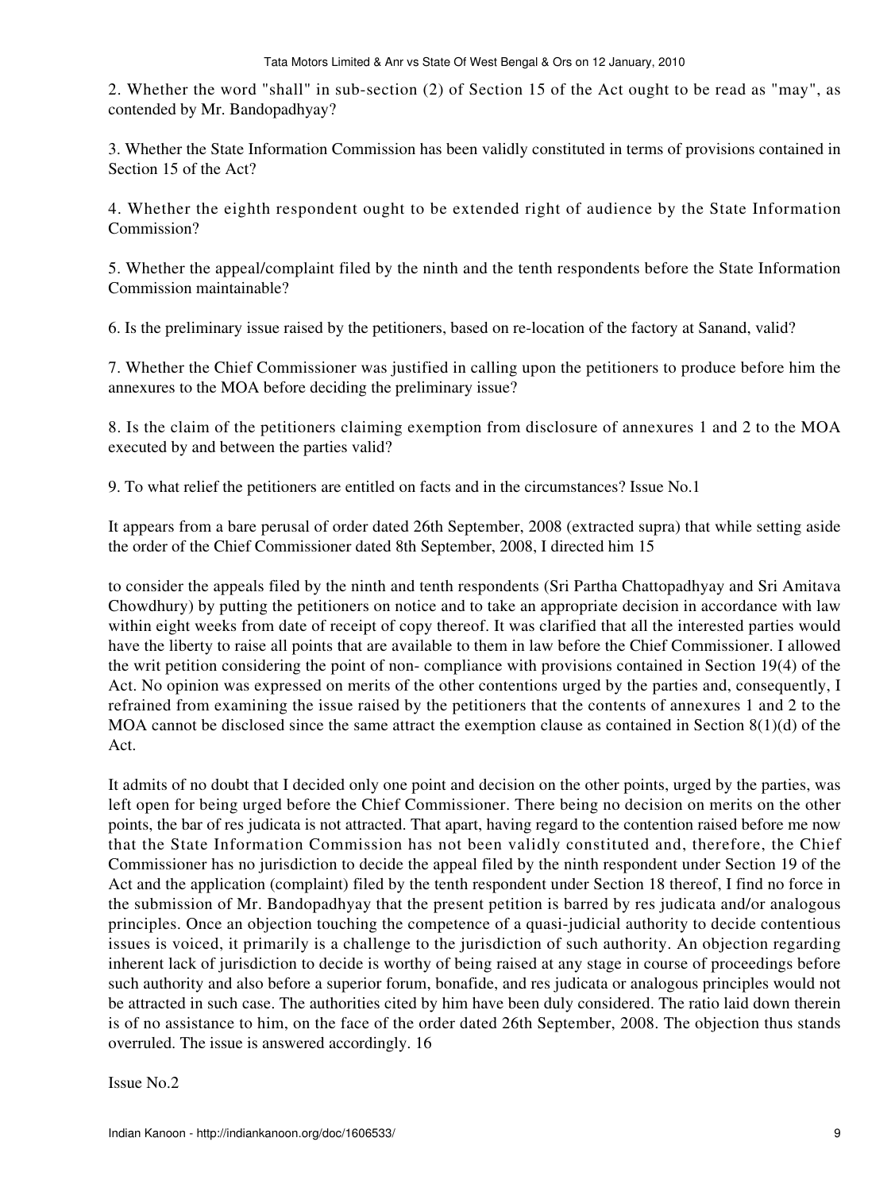2. Whether the word "shall" in sub-section (2) of Section 15 of the Act ought to be read as "may", as contended by Mr. Bandopadhyay?

3. Whether the State Information Commission has been validly constituted in terms of provisions contained in Section 15 of the Act?

4. Whether the eighth respondent ought to be extended right of audience by the State Information Commission?

5. Whether the appeal/complaint filed by the ninth and the tenth respondents before the State Information Commission maintainable?

6. Is the preliminary issue raised by the petitioners, based on re-location of the factory at Sanand, valid?

7. Whether the Chief Commissioner was justified in calling upon the petitioners to produce before him the annexures to the MOA before deciding the preliminary issue?

8. Is the claim of the petitioners claiming exemption from disclosure of annexures 1 and 2 to the MOA executed by and between the parties valid?

9. To what relief the petitioners are entitled on facts and in the circumstances? Issue No.1

It appears from a bare perusal of order dated 26th September, 2008 (extracted supra) that while setting aside the order of the Chief Commissioner dated 8th September, 2008, I directed him 15

to consider the appeals filed by the ninth and tenth respondents (Sri Partha Chattopadhyay and Sri Amitava Chowdhury) by putting the petitioners on notice and to take an appropriate decision in accordance with law within eight weeks from date of receipt of copy thereof. It was clarified that all the interested parties would have the liberty to raise all points that are available to them in law before the Chief Commissioner. I allowed the writ petition considering the point of non- compliance with provisions contained in Section 19(4) of the Act. No opinion was expressed on merits of the other contentions urged by the parties and, consequently, I refrained from examining the issue raised by the petitioners that the contents of annexures 1 and 2 to the MOA cannot be disclosed since the same attract the exemption clause as contained in Section 8(1)(d) of the Act.

It admits of no doubt that I decided only one point and decision on the other points, urged by the parties, was left open for being urged before the Chief Commissioner. There being no decision on merits on the other points, the bar of res judicata is not attracted. That apart, having regard to the contention raised before me now that the State Information Commission has not been validly constituted and, therefore, the Chief Commissioner has no jurisdiction to decide the appeal filed by the ninth respondent under Section 19 of the Act and the application (complaint) filed by the tenth respondent under Section 18 thereof, I find no force in the submission of Mr. Bandopadhyay that the present petition is barred by res judicata and/or analogous principles. Once an objection touching the competence of a quasi-judicial authority to decide contentious issues is voiced, it primarily is a challenge to the jurisdiction of such authority. An objection regarding inherent lack of jurisdiction to decide is worthy of being raised at any stage in course of proceedings before such authority and also before a superior forum, bonafide, and res judicata or analogous principles would not be attracted in such case. The authorities cited by him have been duly considered. The ratio laid down therein is of no assistance to him, on the face of the order dated 26th September, 2008. The objection thus stands overruled. The issue is answered accordingly. 16

Issue No.2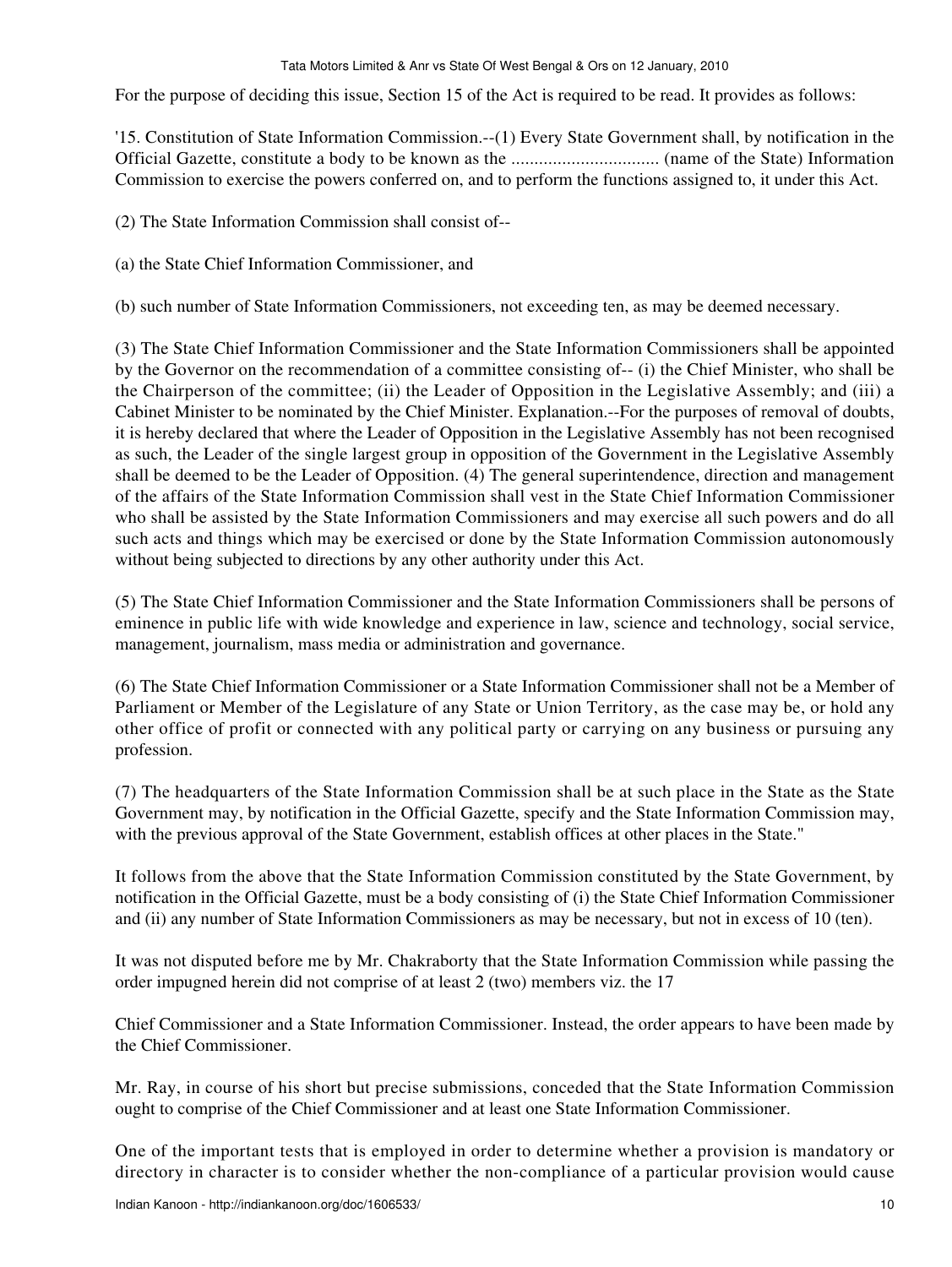For the purpose of deciding this issue, Section 15 of the Act is required to be read. It provides as follows:

'15. Constitution of State Information Commission.--(1) Every State Government shall, by notification in the Official Gazette, constitute a body to be known as the ................................ (name of the State) Information Commission to exercise the powers conferred on, and to perform the functions assigned to, it under this Act.

(2) The State Information Commission shall consist of--

(a) the State Chief Information Commissioner, and

(b) such number of State Information Commissioners, not exceeding ten, as may be deemed necessary.

(3) The State Chief Information Commissioner and the State Information Commissioners shall be appointed by the Governor on the recommendation of a committee consisting of-- (i) the Chief Minister, who shall be the Chairperson of the committee; (ii) the Leader of Opposition in the Legislative Assembly; and (iii) a Cabinet Minister to be nominated by the Chief Minister. Explanation.--For the purposes of removal of doubts, it is hereby declared that where the Leader of Opposition in the Legislative Assembly has not been recognised as such, the Leader of the single largest group in opposition of the Government in the Legislative Assembly shall be deemed to be the Leader of Opposition. (4) The general superintendence, direction and management of the affairs of the State Information Commission shall vest in the State Chief Information Commissioner who shall be assisted by the State Information Commissioners and may exercise all such powers and do all such acts and things which may be exercised or done by the State Information Commission autonomously without being subjected to directions by any other authority under this Act.

(5) The State Chief Information Commissioner and the State Information Commissioners shall be persons of eminence in public life with wide knowledge and experience in law, science and technology, social service, management, journalism, mass media or administration and governance.

(6) The State Chief Information Commissioner or a State Information Commissioner shall not be a Member of Parliament or Member of the Legislature of any State or Union Territory, as the case may be, or hold any other office of profit or connected with any political party or carrying on any business or pursuing any profession.

(7) The headquarters of the State Information Commission shall be at such place in the State as the State Government may, by notification in the Official Gazette, specify and the State Information Commission may, with the previous approval of the State Government, establish offices at other places in the State."

It follows from the above that the State Information Commission constituted by the State Government, by notification in the Official Gazette, must be a body consisting of (i) the State Chief Information Commissioner and (ii) any number of State Information Commissioners as may be necessary, but not in excess of 10 (ten).

It was not disputed before me by Mr. Chakraborty that the State Information Commission while passing the order impugned herein did not comprise of at least 2 (two) members viz. the 17

Chief Commissioner and a State Information Commissioner. Instead, the order appears to have been made by the Chief Commissioner.

Mr. Ray, in course of his short but precise submissions, conceded that the State Information Commission ought to comprise of the Chief Commissioner and at least one State Information Commissioner.

One of the important tests that is employed in order to determine whether a provision is mandatory or directory in character is to consider whether the non-compliance of a particular provision would cause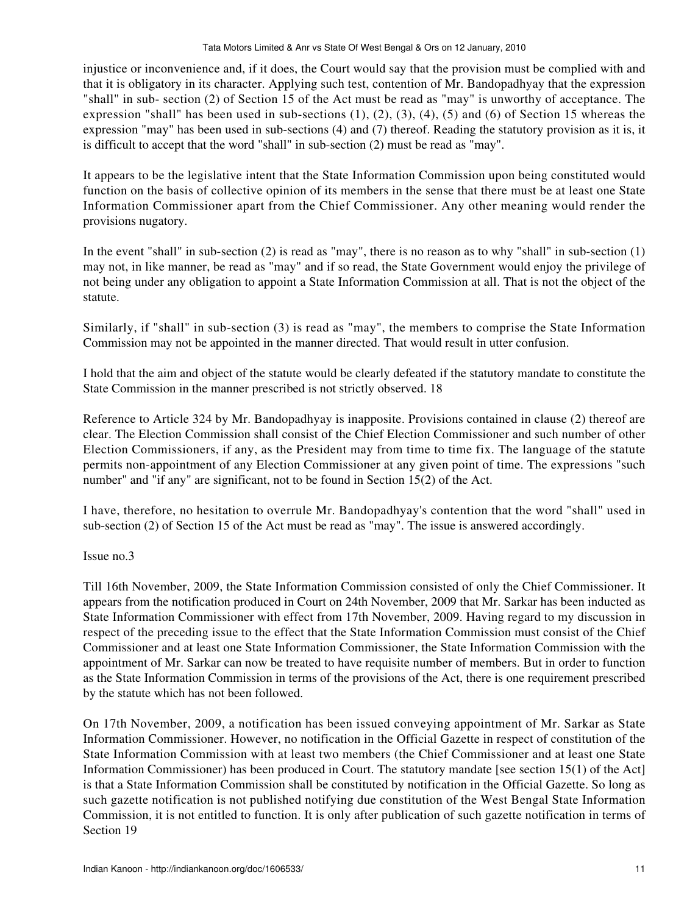injustice or inconvenience and, if it does, the Court would say that the provision must be complied with and that it is obligatory in its character. Applying such test, contention of Mr. Bandopadhyay that the expression "shall" in sub- section (2) of Section 15 of the Act must be read as "may" is unworthy of acceptance. The expression "shall" has been used in sub-sections (1), (2), (3), (4), (5) and (6) of Section 15 whereas the expression "may" has been used in sub-sections (4) and (7) thereof. Reading the statutory provision as it is, it is difficult to accept that the word "shall" in sub-section (2) must be read as "may".

It appears to be the legislative intent that the State Information Commission upon being constituted would function on the basis of collective opinion of its members in the sense that there must be at least one State Information Commissioner apart from the Chief Commissioner. Any other meaning would render the provisions nugatory.

In the event "shall" in sub-section (2) is read as "may", there is no reason as to why "shall" in sub-section (1) may not, in like manner, be read as "may" and if so read, the State Government would enjoy the privilege of not being under any obligation to appoint a State Information Commission at all. That is not the object of the statute.

Similarly, if "shall" in sub-section (3) is read as "may", the members to comprise the State Information Commission may not be appointed in the manner directed. That would result in utter confusion.

I hold that the aim and object of the statute would be clearly defeated if the statutory mandate to constitute the State Commission in the manner prescribed is not strictly observed. 18

Reference to Article 324 by Mr. Bandopadhyay is inapposite. Provisions contained in clause (2) thereof are clear. The Election Commission shall consist of the Chief Election Commissioner and such number of other Election Commissioners, if any, as the President may from time to time fix. The language of the statute permits non-appointment of any Election Commissioner at any given point of time. The expressions "such number" and "if any" are significant, not to be found in Section 15(2) of the Act.

I have, therefore, no hesitation to overrule Mr. Bandopadhyay's contention that the word "shall" used in sub-section (2) of Section 15 of the Act must be read as "may". The issue is answered accordingly.

Issue no.3

Till 16th November, 2009, the State Information Commission consisted of only the Chief Commissioner. It appears from the notification produced in Court on 24th November, 2009 that Mr. Sarkar has been inducted as State Information Commissioner with effect from 17th November, 2009. Having regard to my discussion in respect of the preceding issue to the effect that the State Information Commission must consist of the Chief Commissioner and at least one State Information Commissioner, the State Information Commission with the appointment of Mr. Sarkar can now be treated to have requisite number of members. But in order to function as the State Information Commission in terms of the provisions of the Act, there is one requirement prescribed by the statute which has not been followed.

On 17th November, 2009, a notification has been issued conveying appointment of Mr. Sarkar as State Information Commissioner. However, no notification in the Official Gazette in respect of constitution of the State Information Commission with at least two members (the Chief Commissioner and at least one State Information Commissioner) has been produced in Court. The statutory mandate [see section 15(1) of the Act] is that a State Information Commission shall be constituted by notification in the Official Gazette. So long as such gazette notification is not published notifying due constitution of the West Bengal State Information Commission, it is not entitled to function. It is only after publication of such gazette notification in terms of Section 19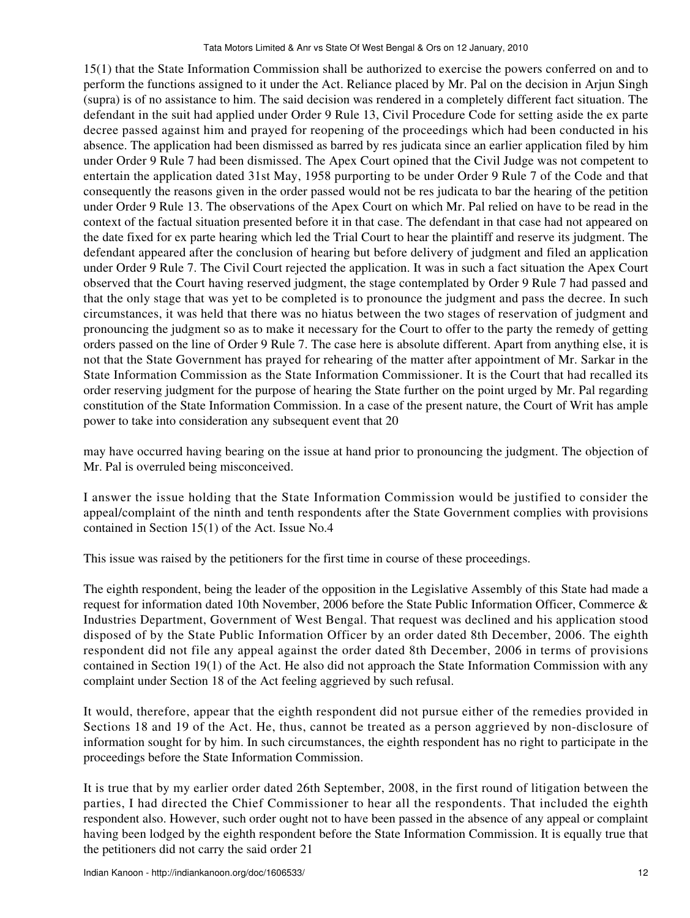15(1) that the State Information Commission shall be authorized to exercise the powers conferred on and to perform the functions assigned to it under the Act. Reliance placed by Mr. Pal on the decision in Arjun Singh (supra) is of no assistance to him. The said decision was rendered in a completely different fact situation. The defendant in the suit had applied under Order 9 Rule 13, Civil Procedure Code for setting aside the ex parte decree passed against him and prayed for reopening of the proceedings which had been conducted in his absence. The application had been dismissed as barred by res judicata since an earlier application filed by him under Order 9 Rule 7 had been dismissed. The Apex Court opined that the Civil Judge was not competent to entertain the application dated 31st May, 1958 purporting to be under Order 9 Rule 7 of the Code and that consequently the reasons given in the order passed would not be res judicata to bar the hearing of the petition under Order 9 Rule 13. The observations of the Apex Court on which Mr. Pal relied on have to be read in the context of the factual situation presented before it in that case. The defendant in that case had not appeared on the date fixed for ex parte hearing which led the Trial Court to hear the plaintiff and reserve its judgment. The defendant appeared after the conclusion of hearing but before delivery of judgment and filed an application under Order 9 Rule 7. The Civil Court rejected the application. It was in such a fact situation the Apex Court observed that the Court having reserved judgment, the stage contemplated by Order 9 Rule 7 had passed and that the only stage that was yet to be completed is to pronounce the judgment and pass the decree. In such circumstances, it was held that there was no hiatus between the two stages of reservation of judgment and pronouncing the judgment so as to make it necessary for the Court to offer to the party the remedy of getting orders passed on the line of Order 9 Rule 7. The case here is absolute different. Apart from anything else, it is not that the State Government has prayed for rehearing of the matter after appointment of Mr. Sarkar in the State Information Commission as the State Information Commissioner. It is the Court that had recalled its order reserving judgment for the purpose of hearing the State further on the point urged by Mr. Pal regarding constitution of the State Information Commission. In a case of the present nature, the Court of Writ has ample power to take into consideration any subsequent event that 20

may have occurred having bearing on the issue at hand prior to pronouncing the judgment. The objection of Mr. Pal is overruled being misconceived.

I answer the issue holding that the State Information Commission would be justified to consider the appeal/complaint of the ninth and tenth respondents after the State Government complies with provisions contained in Section 15(1) of the Act. Issue No.4

This issue was raised by the petitioners for the first time in course of these proceedings.

The eighth respondent, being the leader of the opposition in the Legislative Assembly of this State had made a request for information dated 10th November, 2006 before the State Public Information Officer, Commerce & Industries Department, Government of West Bengal. That request was declined and his application stood disposed of by the State Public Information Officer by an order dated 8th December, 2006. The eighth respondent did not file any appeal against the order dated 8th December, 2006 in terms of provisions contained in Section 19(1) of the Act. He also did not approach the State Information Commission with any complaint under Section 18 of the Act feeling aggrieved by such refusal.

It would, therefore, appear that the eighth respondent did not pursue either of the remedies provided in Sections 18 and 19 of the Act. He, thus, cannot be treated as a person aggrieved by non-disclosure of information sought for by him. In such circumstances, the eighth respondent has no right to participate in the proceedings before the State Information Commission.

It is true that by my earlier order dated 26th September, 2008, in the first round of litigation between the parties, I had directed the Chief Commissioner to hear all the respondents. That included the eighth respondent also. However, such order ought not to have been passed in the absence of any appeal or complaint having been lodged by the eighth respondent before the State Information Commission. It is equally true that the petitioners did not carry the said order 21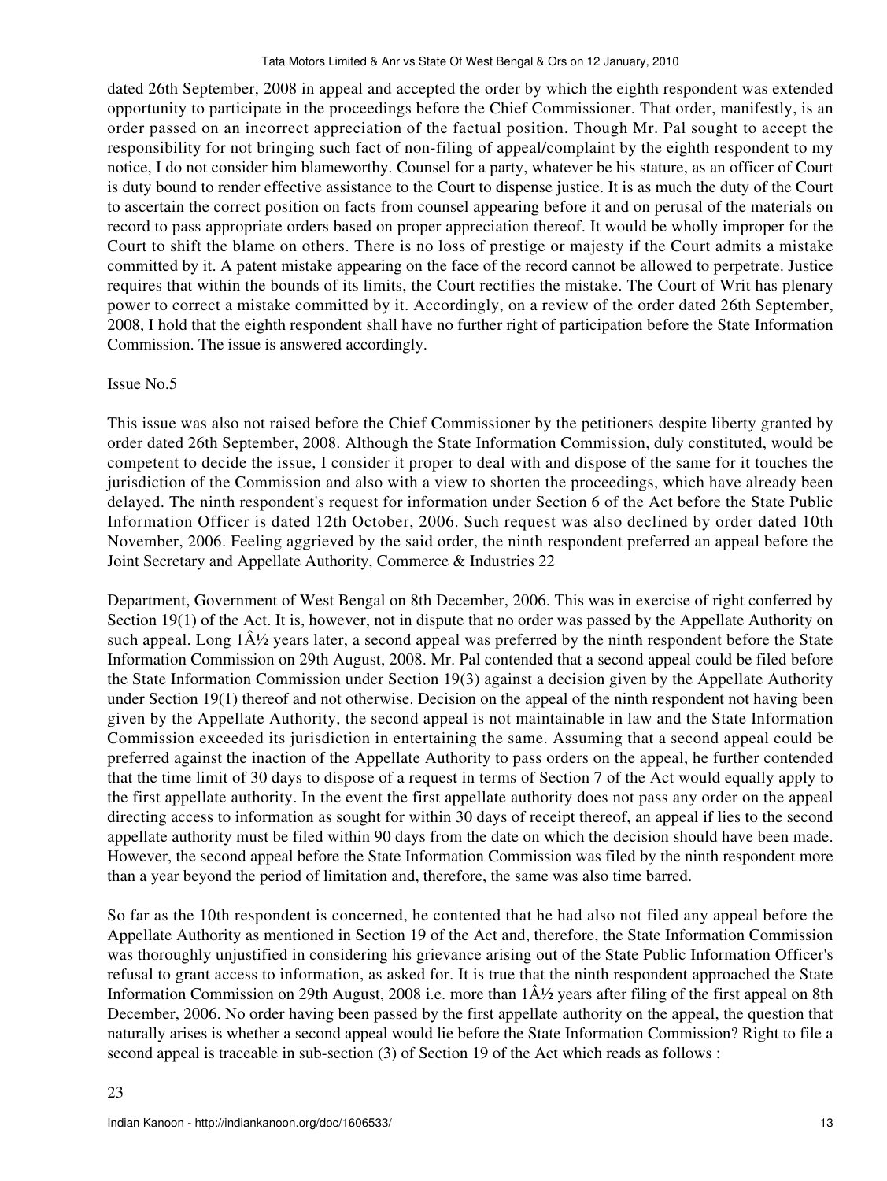dated 26th September, 2008 in appeal and accepted the order by which the eighth respondent was extended opportunity to participate in the proceedings before the Chief Commissioner. That order, manifestly, is an order passed on an incorrect appreciation of the factual position. Though Mr. Pal sought to accept the responsibility for not bringing such fact of non-filing of appeal/complaint by the eighth respondent to my notice, I do not consider him blameworthy. Counsel for a party, whatever be his stature, as an officer of Court is duty bound to render effective assistance to the Court to dispense justice. It is as much the duty of the Court to ascertain the correct position on facts from counsel appearing before it and on perusal of the materials on record to pass appropriate orders based on proper appreciation thereof. It would be wholly improper for the Court to shift the blame on others. There is no loss of prestige or majesty if the Court admits a mistake committed by it. A patent mistake appearing on the face of the record cannot be allowed to perpetrate. Justice requires that within the bounds of its limits, the Court rectifies the mistake. The Court of Writ has plenary power to correct a mistake committed by it. Accordingly, on a review of the order dated 26th September, 2008, I hold that the eighth respondent shall have no further right of participation before the State Information Commission. The issue is answered accordingly.

Issue No.5

This issue was also not raised before the Chief Commissioner by the petitioners despite liberty granted by order dated 26th September, 2008. Although the State Information Commission, duly constituted, would be competent to decide the issue, I consider it proper to deal with and dispose of the same for it touches the jurisdiction of the Commission and also with a view to shorten the proceedings, which have already been delayed. The ninth respondent's request for information under Section 6 of the Act before the State Public Information Officer is dated 12th October, 2006. Such request was also declined by order dated 10th November, 2006. Feeling aggrieved by the said order, the ninth respondent preferred an appeal before the Joint Secretary and Appellate Authority, Commerce & Industries 22

Department, Government of West Bengal on 8th December, 2006. This was in exercise of right conferred by Section 19(1) of the Act. It is, however, not in dispute that no order was passed by the Appellate Authority on such appeal. Long 1Â½ years later, a second appeal was preferred by the ninth respondent before the State Information Commission on 29th August, 2008. Mr. Pal contended that a second appeal could be filed before the State Information Commission under Section 19(3) against a decision given by the Appellate Authority under Section 19(1) thereof and not otherwise. Decision on the appeal of the ninth respondent not having been given by the Appellate Authority, the second appeal is not maintainable in law and the State Information Commission exceeded its jurisdiction in entertaining the same. Assuming that a second appeal could be preferred against the inaction of the Appellate Authority to pass orders on the appeal, he further contended that the time limit of 30 days to dispose of a request in terms of Section 7 of the Act would equally apply to the first appellate authority. In the event the first appellate authority does not pass any order on the appeal directing access to information as sought for within 30 days of receipt thereof, an appeal if lies to the second appellate authority must be filed within 90 days from the date on which the decision should have been made. However, the second appeal before the State Information Commission was filed by the ninth respondent more than a year beyond the period of limitation and, therefore, the same was also time barred.

So far as the 10th respondent is concerned, he contented that he had also not filed any appeal before the Appellate Authority as mentioned in Section 19 of the Act and, therefore, the State Information Commission was thoroughly unjustified in considering his grievance arising out of the State Public Information Officer's refusal to grant access to information, as asked for. It is true that the ninth respondent approached the State Information Commission on 29th August, 2008 i.e. more than 1Â½ years after filing of the first appeal on 8th December, 2006. No order having been passed by the first appellate authority on the appeal, the question that naturally arises is whether a second appeal would lie before the State Information Commission? Right to file a second appeal is traceable in sub-section (3) of Section 19 of the Act which reads as follows :

23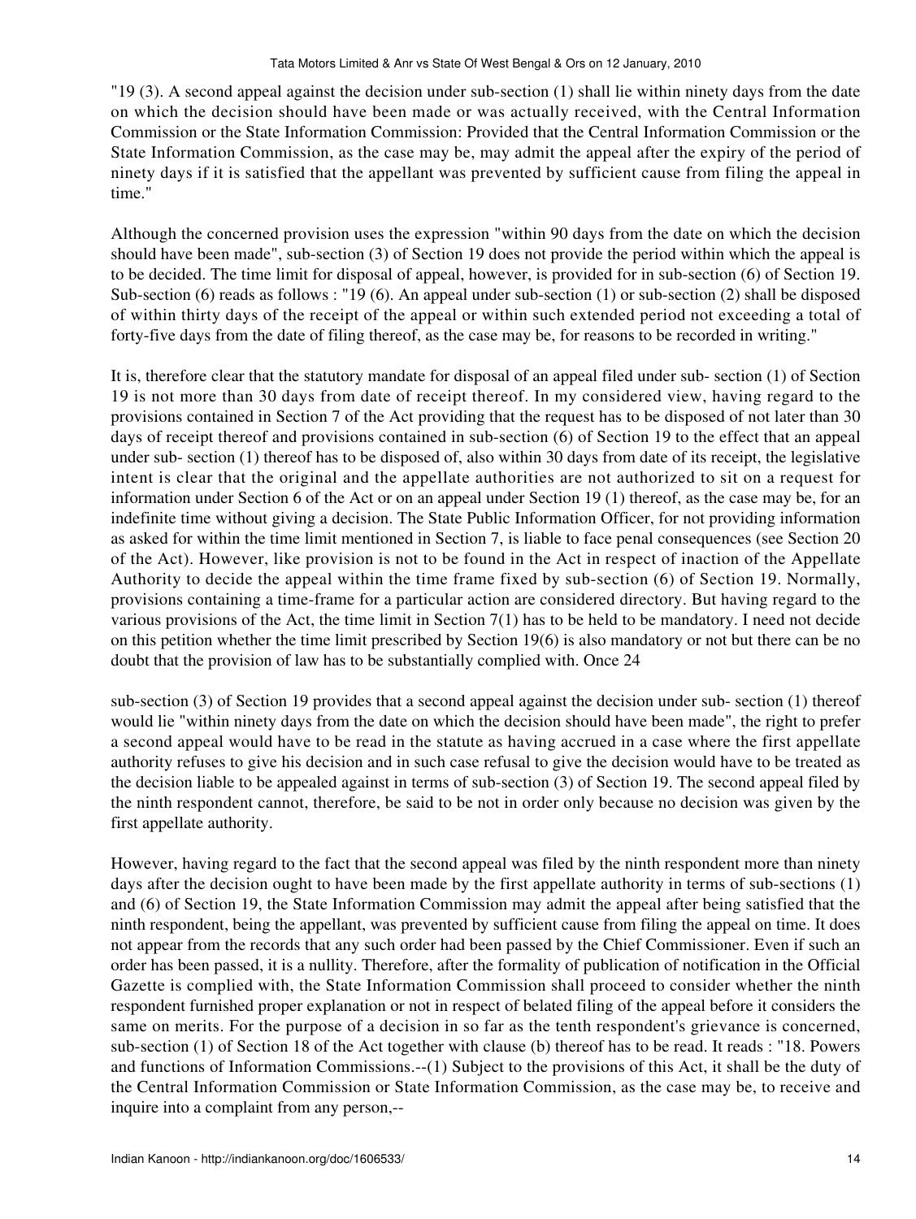"19 (3). A second appeal against the decision under sub-section (1) shall lie within ninety days from the date on which the decision should have been made or was actually received, with the Central Information Commission or the State Information Commission: Provided that the Central Information Commission or the State Information Commission, as the case may be, may admit the appeal after the expiry of the period of ninety days if it is satisfied that the appellant was prevented by sufficient cause from filing the appeal in time."

Although the concerned provision uses the expression "within 90 days from the date on which the decision should have been made", sub-section (3) of Section 19 does not provide the period within which the appeal is to be decided. The time limit for disposal of appeal, however, is provided for in sub-section (6) of Section 19. Sub-section (6) reads as follows : "19 (6). An appeal under sub-section (1) or sub-section (2) shall be disposed of within thirty days of the receipt of the appeal or within such extended period not exceeding a total of forty-five days from the date of filing thereof, as the case may be, for reasons to be recorded in writing."

It is, therefore clear that the statutory mandate for disposal of an appeal filed under sub- section (1) of Section 19 is not more than 30 days from date of receipt thereof. In my considered view, having regard to the provisions contained in Section 7 of the Act providing that the request has to be disposed of not later than 30 days of receipt thereof and provisions contained in sub-section (6) of Section 19 to the effect that an appeal under sub- section (1) thereof has to be disposed of, also within 30 days from date of its receipt, the legislative intent is clear that the original and the appellate authorities are not authorized to sit on a request for information under Section 6 of the Act or on an appeal under Section 19 (1) thereof, as the case may be, for an indefinite time without giving a decision. The State Public Information Officer, for not providing information as asked for within the time limit mentioned in Section 7, is liable to face penal consequences (see Section 20 of the Act). However, like provision is not to be found in the Act in respect of inaction of the Appellate Authority to decide the appeal within the time frame fixed by sub-section (6) of Section 19. Normally, provisions containing a time-frame for a particular action are considered directory. But having regard to the various provisions of the Act, the time limit in Section 7(1) has to be held to be mandatory. I need not decide on this petition whether the time limit prescribed by Section 19(6) is also mandatory or not but there can be no doubt that the provision of law has to be substantially complied with. Once 24

sub-section (3) of Section 19 provides that a second appeal against the decision under sub- section (1) thereof would lie "within ninety days from the date on which the decision should have been made", the right to prefer a second appeal would have to be read in the statute as having accrued in a case where the first appellate authority refuses to give his decision and in such case refusal to give the decision would have to be treated as the decision liable to be appealed against in terms of sub-section (3) of Section 19. The second appeal filed by the ninth respondent cannot, therefore, be said to be not in order only because no decision was given by the first appellate authority.

However, having regard to the fact that the second appeal was filed by the ninth respondent more than ninety days after the decision ought to have been made by the first appellate authority in terms of sub-sections (1) and (6) of Section 19, the State Information Commission may admit the appeal after being satisfied that the ninth respondent, being the appellant, was prevented by sufficient cause from filing the appeal on time. It does not appear from the records that any such order had been passed by the Chief Commissioner. Even if such an order has been passed, it is a nullity. Therefore, after the formality of publication of notification in the Official Gazette is complied with, the State Information Commission shall proceed to consider whether the ninth respondent furnished proper explanation or not in respect of belated filing of the appeal before it considers the same on merits. For the purpose of a decision in so far as the tenth respondent's grievance is concerned, sub-section (1) of Section 18 of the Act together with clause (b) thereof has to be read. It reads : "18. Powers and functions of Information Commissions.--(1) Subject to the provisions of this Act, it shall be the duty of the Central Information Commission or State Information Commission, as the case may be, to receive and inquire into a complaint from any person,--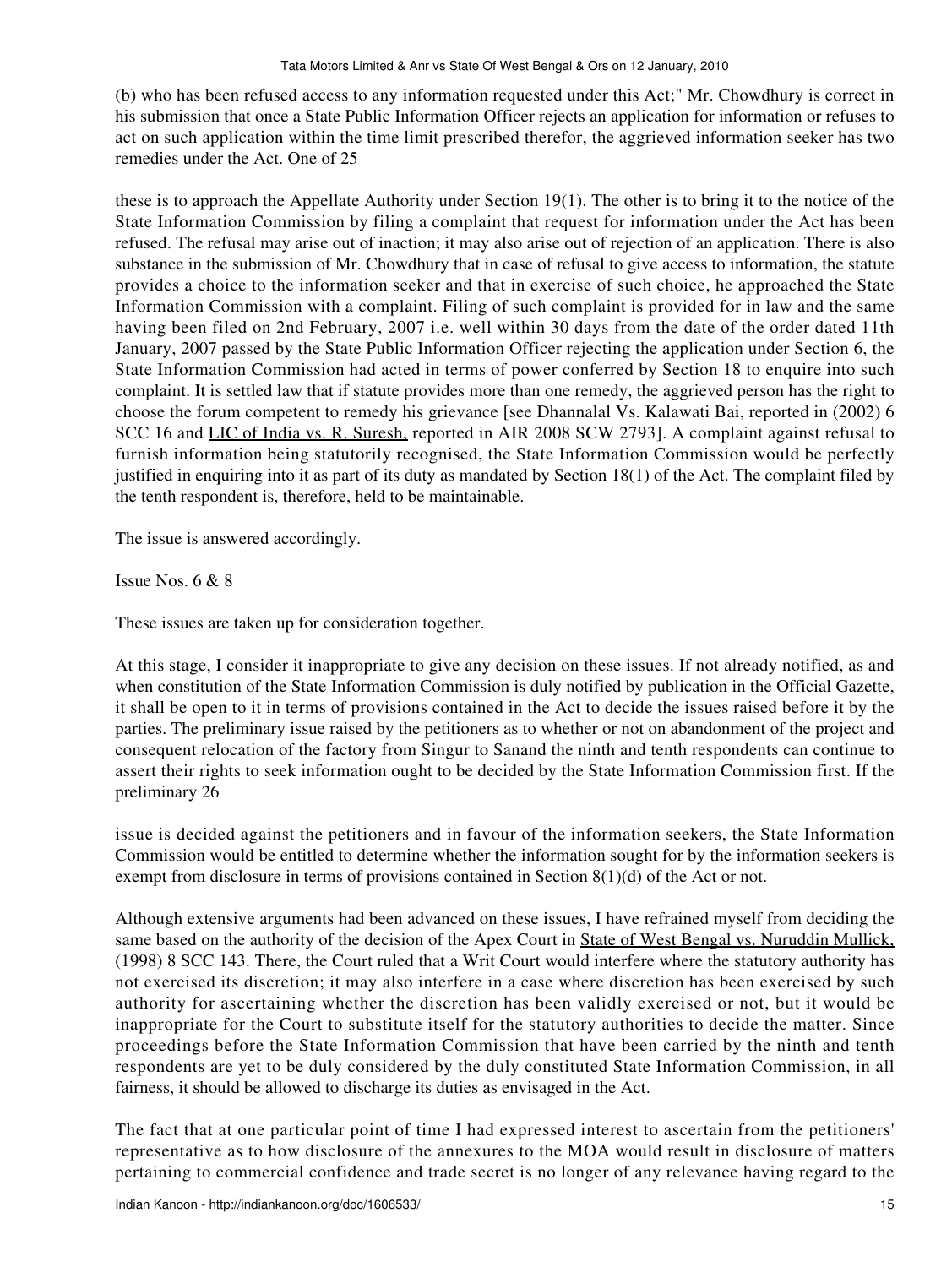(b) who has been refused access to any information requested under this Act;" Mr. Chowdhury is correct in his submission that once a State Public Information Officer rejects an application for information or refuses to act on such application within the time limit prescribed therefor, the aggrieved information seeker has two remedies under the Act. One of 25

these is to approach the Appellate Authority under Section 19(1). The other is to bring it to the notice of the State Information Commission by filing a complaint that request for information under the Act has been refused. The refusal may arise out of inaction; it may also arise out of rejection of an application. There is also substance in the submission of Mr. Chowdhury that in case of refusal to give access to information, the statute provides a choice to the information seeker and that in exercise of such choice, he approached the State Information Commission with a complaint. Filing of such complaint is provided for in law and the same having been filed on 2nd February, 2007 i.e. well within 30 days from the date of the order dated 11th January, 2007 passed by the State Public Information Officer rejecting the application under Section 6, the State Information Commission had acted in terms of power conferred by Section 18 to enquire into such complaint. It is settled law that if statute provides more than one remedy, the aggrieved person has the right to choose the forum competent to remedy his grievance [see Dhannalal Vs. Kalawati Bai, reported in (2002) 6 SCC 16 and LIC of India vs. R. Suresh, reported in AIR 2008 SCW 2793]. A complaint against refusal to furnish information being statutorily recognised, the State Information Commission would be perfectly justified in enquiring into it as part of its duty as mandated by Section 18(1) of the Act. The complaint filed by the tenth respondent is, therefore, held to be maintainable.

The issue is answered accordingly.

Issue Nos. 6 & 8

These issues are taken up for consideration together.

At this stage, I consider it inappropriate to give any decision on these issues. If not already notified, as and when constitution of the State Information Commission is duly notified by publication in the Official Gazette, it shall be open to it in terms of provisions contained in the Act to decide the issues raised before it by the parties. The preliminary issue raised by the petitioners as to whether or not on abandonment of the project and consequent relocation of the factory from Singur to Sanand the ninth and tenth respondents can continue to assert their rights to seek information ought to be decided by the State Information Commission first. If the preliminary 26

issue is decided against the petitioners and in favour of the information seekers, the State Information Commission would be entitled to determine whether the information sought for by the information seekers is exempt from disclosure in terms of provisions contained in Section 8(1)(d) of the Act or not.

Although extensive arguments had been advanced on these issues, I have refrained myself from deciding the same based on the authority of the decision of the Apex Court in State of West Bengal vs. Nuruddin Mullick, (1998) 8 SCC 143. There, the Court ruled that a Writ Court would interfere where the statutory authority has not exercised its discretion; it may also interfere in a case where discretion has been exercised by such authority for ascertaining whether the discretion has been validly exercised or not, but it would be inappropriate for the Court to substitute itself for the statutory authorities to decide the matter. Since proceedings before the State Information Commission that have been carried by the ninth and tenth respondents are yet to be duly considered by the duly constituted State Information Commission, in all fairness, it should be allowed to discharge its duties as envisaged in the Act.

The fact that at one particular point of time I had expressed interest to ascertain from the petitioners' representative as to how disclosure of the annexures to the MOA would result in disclosure of matters pertaining to commercial confidence and trade secret is no longer of any relevance having regard to the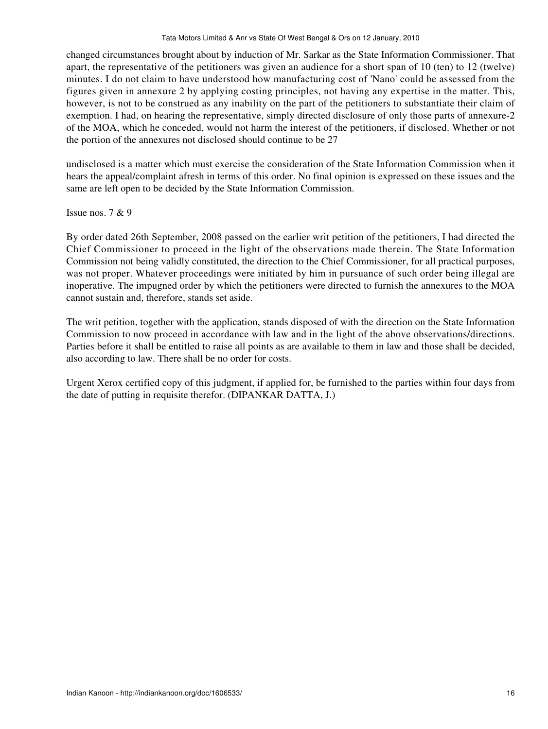changed circumstances brought about by induction of Mr. Sarkar as the State Information Commissioner. That apart, the representative of the petitioners was given an audience for a short span of 10 (ten) to 12 (twelve) minutes. I do not claim to have understood how manufacturing cost of 'Nano' could be assessed from the figures given in annexure 2 by applying costing principles, not having any expertise in the matter. This, however, is not to be construed as any inability on the part of the petitioners to substantiate their claim of exemption. I had, on hearing the representative, simply directed disclosure of only those parts of annexure-2 of the MOA, which he conceded, would not harm the interest of the petitioners, if disclosed. Whether or not the portion of the annexures not disclosed should continue to be 27

undisclosed is a matter which must exercise the consideration of the State Information Commission when it hears the appeal/complaint afresh in terms of this order. No final opinion is expressed on these issues and the same are left open to be decided by the State Information Commission.

Issue nos. 7 & 9

By order dated 26th September, 2008 passed on the earlier writ petition of the petitioners, I had directed the Chief Commissioner to proceed in the light of the observations made therein. The State Information Commission not being validly constituted, the direction to the Chief Commissioner, for all practical purposes, was not proper. Whatever proceedings were initiated by him in pursuance of such order being illegal are inoperative. The impugned order by which the petitioners were directed to furnish the annexures to the MOA cannot sustain and, therefore, stands set aside.

The writ petition, together with the application, stands disposed of with the direction on the State Information Commission to now proceed in accordance with law and in the light of the above observations/directions. Parties before it shall be entitled to raise all points as are available to them in law and those shall be decided, also according to law. There shall be no order for costs.

Urgent Xerox certified copy of this judgment, if applied for, be furnished to the parties within four days from the date of putting in requisite therefor. (DIPANKAR DATTA, J.)